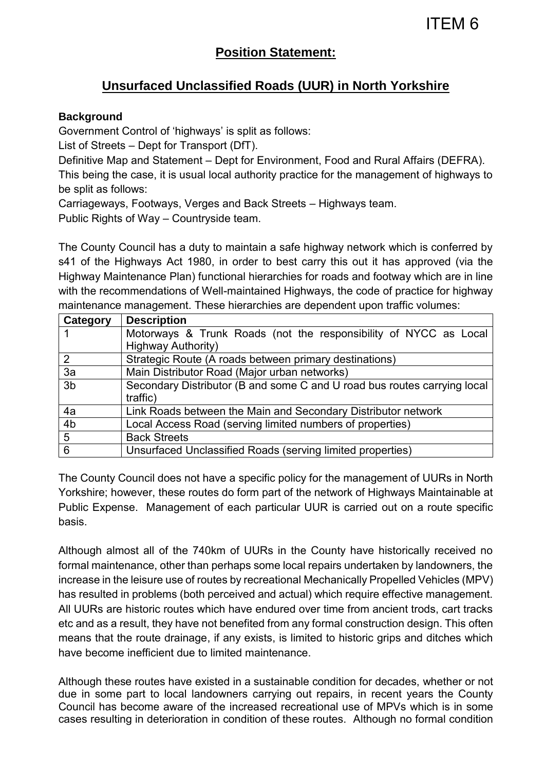ITEM 6

# Position Statement:

# Unsurfaced Unclassified Roads (UUR) in North Yorkshire

**Background**

Government Control of 'highways' is split as follows:

List of Streets – Dept for Transport (DfT).

Definitive Map and Statement – Dept for Environment, Food and Rural Affairs (DEFRA).

This being the case, it is usual local authority practice for the management of highways to be split as follows:

Carriageways, Footways, Verges and Back Streets – Highways team.

Public Rights of Way – Countryside team.

The County Council has a duty to maintain a safe highway network which is conferred by s41 of the Highways Act 1980, in order to best carry this out it has approved (via the Highway Maintenance Plan) functional hierarchies for roads and footway which are in line with the recommendations of Well-maintained Highways, the code of practice for highway maintenance management. These hierarchies are dependent upon traffic volumes:

| Category | Description |
|---|---|
| 1 | Motorways & Trunk Roads (not the responsibility of NYCC as Local Highway Authority) |
| 2 | Strategic Route (A roads between primary destinations) |
| 3a | Main Distributor Road (Major urban networks) |
| 3b | Secondary Distributor (B and some C and U road bus routes carrying local traffic) |
| 4a | Link Roads between the Main and Secondary Distributor network |
| 4b | Local Access Road (serving limited numbers of properties) |
| 5 | Back Streets |
| 6 | Unsurfaced Unclassified Roads (serving limited properties) |

The County Council does not have a specific policy for the management of UURs in North Yorkshire; however, these routes do form part of the network of Highways Maintainable at Public Expense. Management of each particular UUR is carried out on a route specific basis.

Although almost all of the 740km of UURs in the County have historically received no formal maintenance, other than perhaps some local repairs undertaken by landowners, the increase in the leisure use of routes by recreational Mechanically Propelled Vehicles (MPV) has resulted in problems (both perceived and actual) which require effective management. All UURs are historic routes which have endured over time from ancient trods, cart tracks etc and as a result, they have not benefited from any formal construction design. This often means that the route drainage, if any exists, is limited to historic grips and ditches which have become inefficient due to limited maintenance.

Although these routes have existed in a sustainable condition for decades, whether or not due in some part to local landowners carrying out repairs, in recent years the County Council has become aware of the increased recreational use of MPVs which is in some cases resulting in deterioration in condition of these routes. Although no formal condition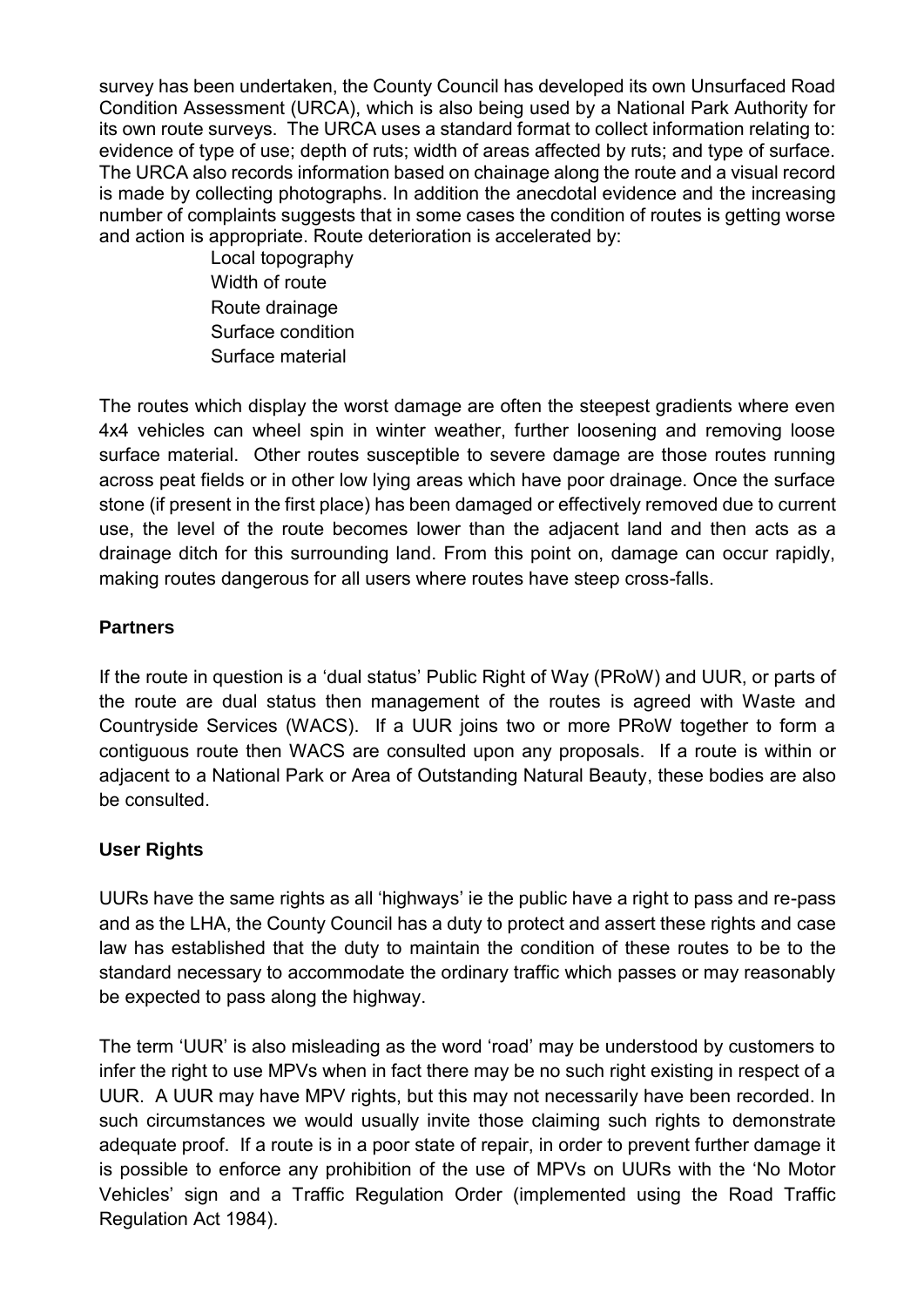survey has been undertaken, the County Council has developed its own Unsurfaced Road Condition Assessment (URCA), which is also being used by a National Park Authority for its own route surveys. The URCA uses a standard format to collect information relating to: evidence of type of use; depth of ruts; width of areas affected by ruts; and type of surface. The URCA also records information based on chainage along the route and a visual record is made by collecting photographs. In addition the anecdotal evidence and the increasing number of complaints suggests that in some cases the condition of routes is getting worse and action is appropriate. Route deterioration is accelerated by:

- Local topography
- Width of route
- Route drainage
- Surface condition
- Surface material

The routes which display the worst damage are often the steepest gradients where even 4x4 vehicles can wheel spin in winter weather, further loosening and removing loose surface material. Other routes susceptible to severe damage are those routes running across peat fields or in other low lying areas which have poor drainage. Once the surface stone (if present in the first place) has been damaged or effectively removed due to current use, the level of the route becomes lower than the adjacent land and then acts as a drainage ditch for this surrounding land. From this point on, damage can occur rapidly, making routes dangerous for all users where routes have steep cross-falls.

**Partners**

If the route in question is a 'dual status' Public Right of Way (PRoW) and UUR, or parts of the route are dual status then management of the routes is agreed with Waste and Countryside Services (WACS). If a UUR joins two or more PRoW together to form a contiguous route then WACS are consulted upon any proposals. If a route is within or adjacent to a National Park or Area of Outstanding Natural Beauty, these bodies are also be consulted.

**User Rights**

UURs have the same rights as all 'highways' ie the public have a right to pass and re-pass and as the LHA, the County Council has a duty to protect and assert these rights and case law has established that the duty to maintain the condition of these routes to be to the standard necessary to accommodate the ordinary traffic which passes or may reasonably be expected to pass along the highway.

The term 'UUR' is also misleading as the word 'road' may be understood by customers to infer the right to use MPVs when in fact there may be no such right existing in respect of a UUR. A UUR may have MPV rights, but this may not necessarily have been recorded. In such circumstances we would usually invite those claiming such rights to demonstrate adequate proof. If a route is in a poor state of repair, in order to prevent further damage it is possible to enforce any prohibition of the use of MPVs on UURs with the 'No Motor Vehicles' sign and a Traffic Regulation Order (implemented using the Road Traffic Regulation Act 1984).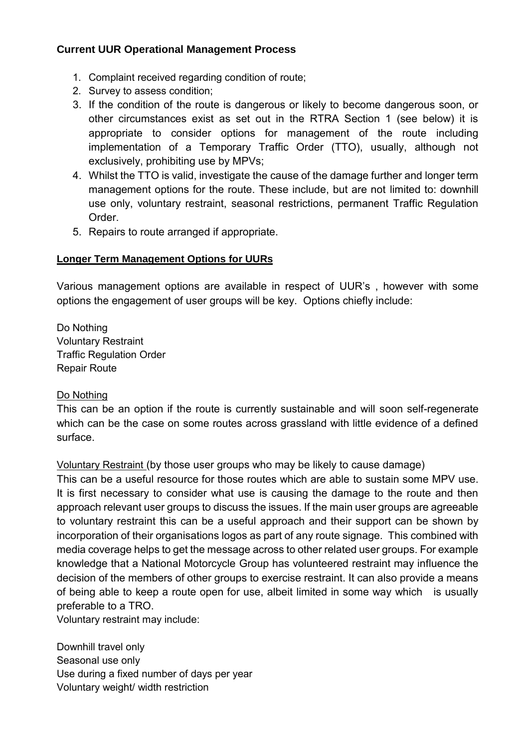**Current UUR Operational Management Process**

1. Complaint received regarding condition of route;
2. Survey to assess condition;
3. If the condition of the route is dangerous or likely to become dangerous soon, or other circumstances exist as set out in the RTRA Section 1 (see below) it is appropriate to consider options for management of the route including implementation of a Temporary Traffic Order (TTO), usually, although not exclusively, prohibiting use by MPVs;
4. Whilst the TTO is valid, investigate the cause of the damage further and longer term management options for the route. These include, but are not limited to: downhill use only, voluntary restraint, seasonal restrictions, permanent Traffic Regulation Order.
5. Repairs to route arranged if appropriate.

**Longer Term Management Options for UURs**

Various management options are available in respect of UUR's , however with some options the engagement of user groups will be key. Options chiefly include:

Do Nothing
Voluntary Restraint
Traffic Regulation Order
Repair Route

Do Nothing

This can be an option if the route is currently sustainable and will soon self-regenerate which can be the case on some routes across grassland with little evidence of a defined surface.

Voluntary Restraint (by those user groups who may be likely to cause damage)

This can be a useful resource for those routes which are able to sustain some MPV use. It is first necessary to consider what use is causing the damage to the route and then approach relevant user groups to discuss the issues. If the main user groups are agreeable to voluntary restraint this can be a useful approach and their support can be shown by incorporation of their organisations logos as part of any route signage. This combined with media coverage helps to get the message across to other related user groups. For example knowledge that a National Motorcycle Group has volunteered restraint may influence the decision of the members of other groups to exercise restraint. It can also provide a means of being able to keep a route open for use, albeit limited in some way which is usually preferable to a TRO.

Voluntary restraint may include:

Downhill travel only
Seasonal use only
Use during a fixed number of days per year
Voluntary weight/ width restriction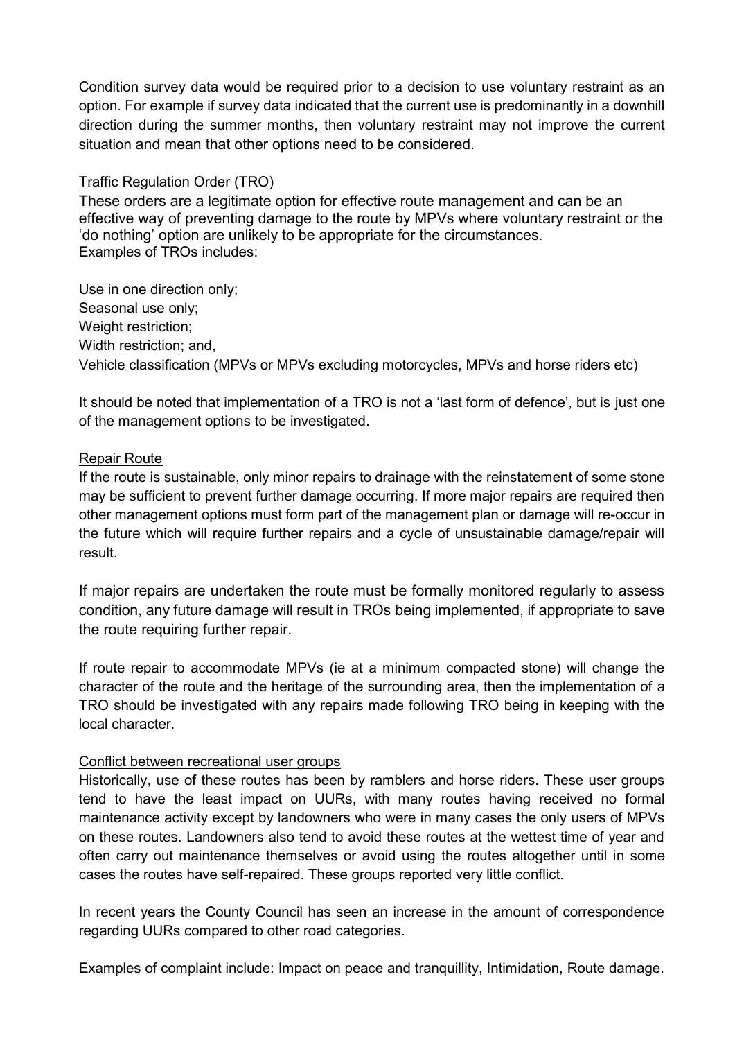Condition survey data would be required prior to a decision to use voluntary restraint as an option. For example if survey data indicated that the current use is predominantly in a downhill direction during the summer months, then voluntary restraint may not improve the current situation and mean that other options need to be considered.

### Traffic Regulation Order (TRO)

These orders are a legitimate option for effective route management and can be an effective way of preventing damage to the route by MPVs where voluntary restraint or the 'do nothing' option are unlikely to be appropriate for the circumstances.
Examples of TROs includes:

Use in one direction only;
Seasonal use only;
Weight restriction;
Width restriction; and,
Vehicle classification (MPVs or MPVs excluding motorcycles, MPVs and horse riders etc)

It should be noted that implementation of a TRO is not a 'last form of defence', but is just one of the management options to be investigated.

### Repair Route

If the route is sustainable, only minor repairs to drainage with the reinstatement of some stone may be sufficient to prevent further damage occurring. If more major repairs are required then other management options must form part of the management plan or damage will re-occur in the future which will require further repairs and a cycle of unsustainable damage/repair will result.

If major repairs are undertaken the route must be formally monitored regularly to assess condition, any future damage will result in TROs being implemented, if appropriate to save the route requiring further repair.

If route repair to accommodate MPVs (ie at a minimum compacted stone) will change the character of the route and the heritage of the surrounding area, then the implementation of a TRO should be investigated with any repairs made following TRO being in keeping with the local character.

### Conflict between recreational user groups

Historically, use of these routes has been by ramblers and horse riders. These user groups tend to have the least impact on UURs, with many routes having received no formal maintenance activity except by landowners who were in many cases the only users of MPVs on these routes. Landowners also tend to avoid these routes at the wettest time of year and often carry out maintenance themselves or avoid using the routes altogether until in some cases the routes have self-repaired. These groups reported very little conflict.

In recent years the County Council has seen an increase in the amount of correspondence regarding UURs compared to other road categories.

Examples of complaint include: Impact on peace and tranquillity, Intimidation, Route damage.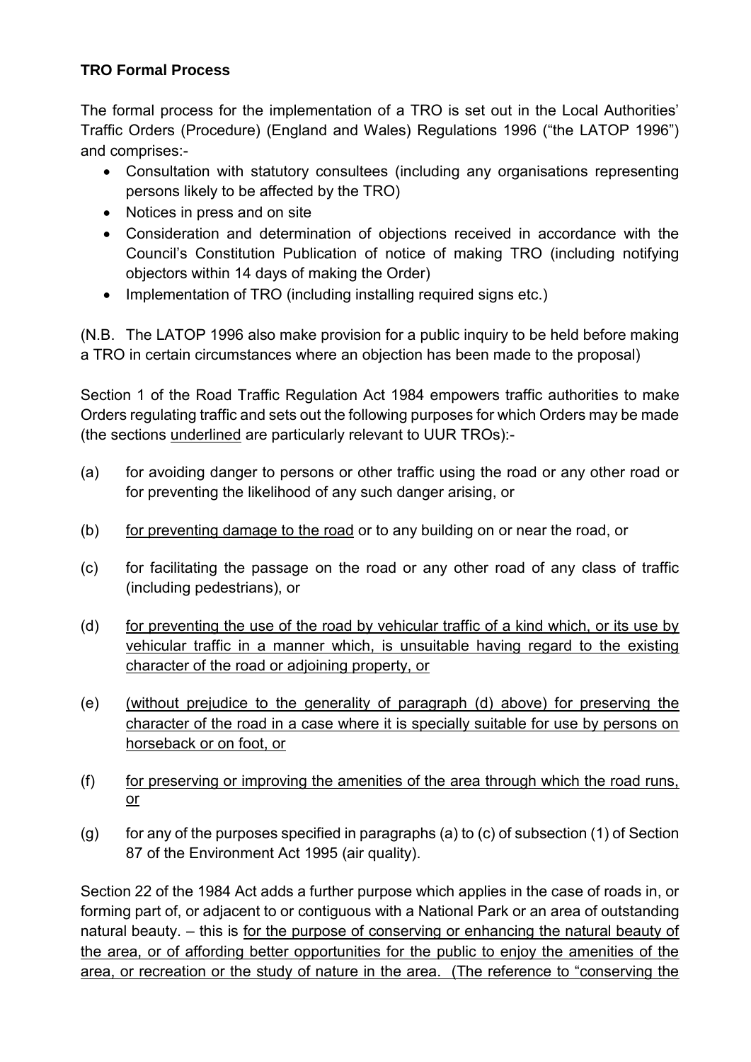**TRO Formal Process**

The formal process for the implementation of a TRO is set out in the Local Authorities' Traffic Orders (Procedure) (England and Wales) Regulations 1996 ("the LATOP 1996") and comprises:-

- Consultation with statutory consultees (including any organisations representing persons likely to be affected by the TRO)
- Notices in press and on site
- Consideration and determination of objections received in accordance with the Council's Constitution Publication of notice of making TRO (including notifying objectors within 14 days of making the Order)
- Implementation of TRO (including installing required signs etc.)

(N.B. The LATOP 1996 also make provision for a public inquiry to be held before making a TRO in certain circumstances where an objection has been made to the proposal)

Section 1 of the Road Traffic Regulation Act 1984 empowers traffic authorities to make Orders regulating traffic and sets out the following purposes for which Orders may be made (the sections <u>underlined</u> are particularly relevant to UUR TROs):-

(a) for avoiding danger to persons or other traffic using the road or any other road or for preventing the likelihood of any such danger arising, or

(b) <u>for preventing damage to the road</u> or to any building on or near the road, or

(c) for facilitating the passage on the road or any other road of any class of traffic (including pedestrians), or

(d) <u>for preventing the use of the road by vehicular traffic of a kind which, or its use by vehicular traffic in a manner which, is unsuitable having regard to the existing character of the road or adjoining property, or</u>

(e) <u>(without prejudice to the generality of paragraph (d) above) for preserving the character of the road in a case where it is specially suitable for use by persons on horseback or on foot, or</u>

(f) <u>for preserving or improving the amenities of the area through which the road runs, or</u>

(g) for any of the purposes specified in paragraphs (a) to (c) of subsection (1) of Section 87 of the Environment Act 1995 (air quality).

Section 22 of the 1984 Act adds a further purpose which applies in the case of roads in, or forming part of, or adjacent to or contiguous with a National Park or an area of outstanding natural beauty. – this is <u>for the purpose of conserving or enhancing the natural beauty of the area, or of affording better opportunities for the public to enjoy the amenities of the area, or recreation or the study of nature in the area. (The reference to "conserving the</u>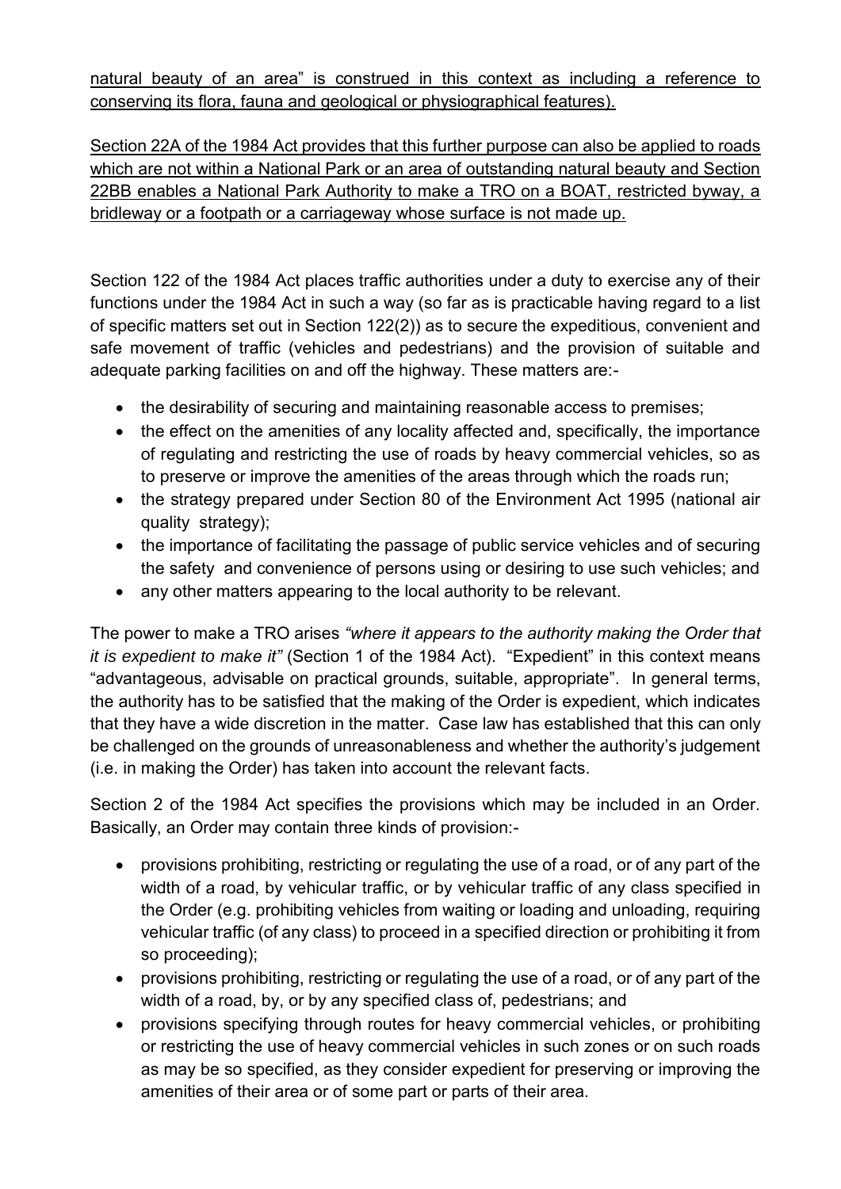natural beauty of an area" is construed in this context as including a reference to conserving its flora, fauna and geological or physiographical features).

Section 22A of the 1984 Act provides that this further purpose can also be applied to roads which are not within a National Park or an area of outstanding natural beauty and Section 22BB enables a National Park Authority to make a TRO on a BOAT, restricted byway, a bridleway or a footpath or a carriageway whose surface is not made up.

Section 122 of the 1984 Act places traffic authorities under a duty to exercise any of their functions under the 1984 Act in such a way (so far as is practicable having regard to a list of specific matters set out in Section 122(2)) as to secure the expeditious, convenient and safe movement of traffic (vehicles and pedestrians) and the provision of suitable and adequate parking facilities on and off the highway. These matters are:-

- the desirability of securing and maintaining reasonable access to premises;
- the effect on the amenities of any locality affected and, specifically, the importance of regulating and restricting the use of roads by heavy commercial vehicles, so as to preserve or improve the amenities of the areas through which the roads run;
- the strategy prepared under Section 80 of the Environment Act 1995 (national air quality strategy);
- the importance of facilitating the passage of public service vehicles and of securing the safety and convenience of persons using or desiring to use such vehicles; and
- any other matters appearing to the local authority to be relevant.

The power to make a TRO arises *"where it appears to the authority making the Order that it is expedient to make it"* (Section 1 of the 1984 Act). "Expedient" in this context means "advantageous, advisable on practical grounds, suitable, appropriate". In general terms, the authority has to be satisfied that the making of the Order is expedient, which indicates that they have a wide discretion in the matter. Case law has established that this can only be challenged on the grounds of unreasonableness and whether the authority's judgement (i.e. in making the Order) has taken into account the relevant facts.

Section 2 of the 1984 Act specifies the provisions which may be included in an Order. Basically, an Order may contain three kinds of provision:-

- provisions prohibiting, restricting or regulating the use of a road, or of any part of the width of a road, by vehicular traffic, or by vehicular traffic of any class specified in the Order (e.g. prohibiting vehicles from waiting or loading and unloading, requiring vehicular traffic (of any class) to proceed in a specified direction or prohibiting it from so proceeding);
- provisions prohibiting, restricting or regulating the use of a road, or of any part of the width of a road, by, or by any specified class of, pedestrians; and
- provisions specifying through routes for heavy commercial vehicles, or prohibiting or restricting the use of heavy commercial vehicles in such zones or on such roads as may be so specified, as they consider expedient for preserving or improving the amenities of their area or of some part or parts of their area.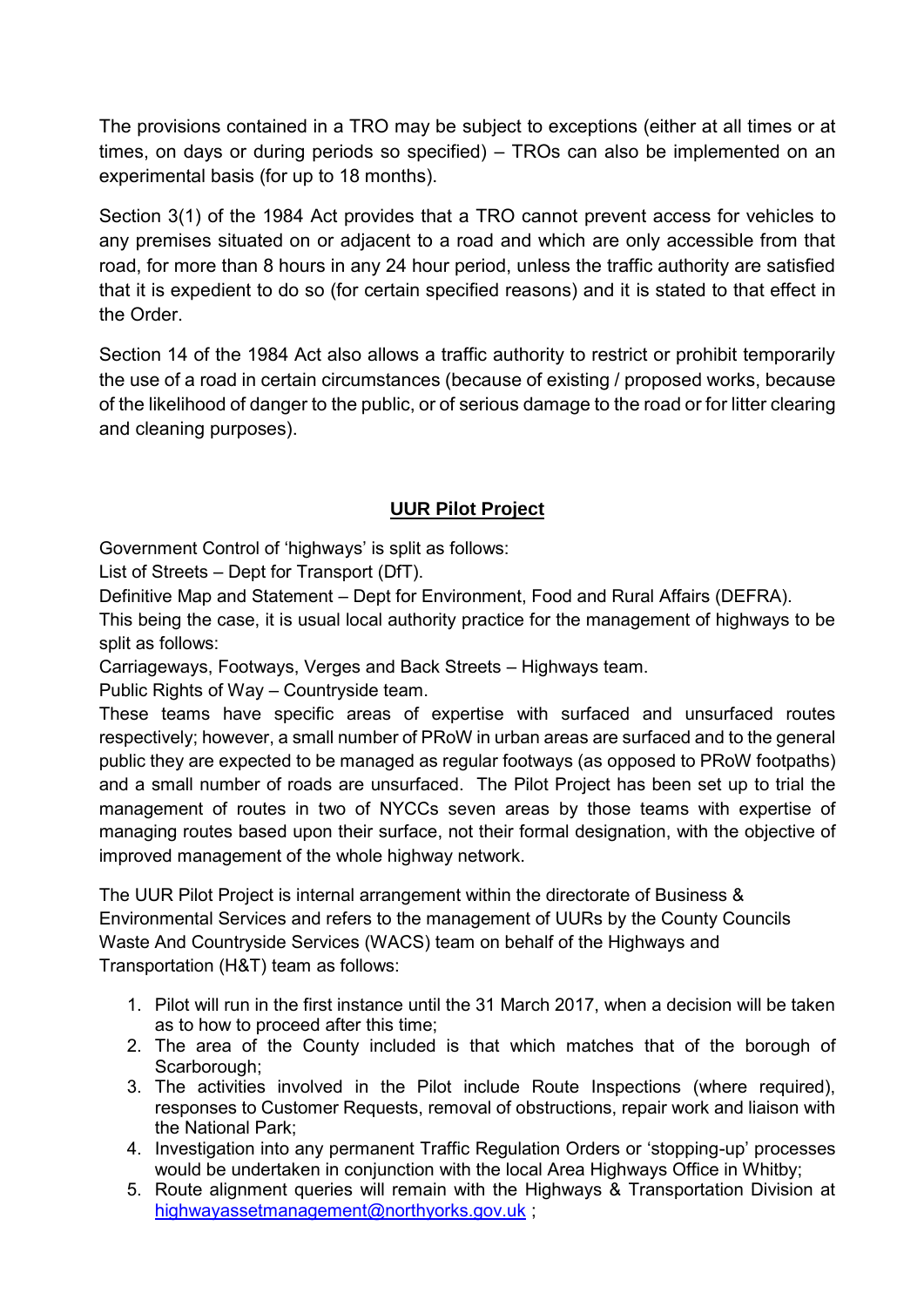The provisions contained in a TRO may be subject to exceptions (either at all times or at times, on days or during periods so specified) – TROs can also be implemented on an experimental basis (for up to 18 months).

Section 3(1) of the 1984 Act provides that a TRO cannot prevent access for vehicles to any premises situated on or adjacent to a road and which are only accessible from that road, for more than 8 hours in any 24 hour period, unless the traffic authority are satisfied that it is expedient to do so (for certain specified reasons) and it is stated to that effect in the Order.

Section 14 of the 1984 Act also allows a traffic authority to restrict or prohibit temporarily the use of a road in certain circumstances (because of existing / proposed works, because of the likelihood of danger to the public, or of serious damage to the road or for litter clearing and cleaning purposes).

## UUR Pilot Project

Government Control of 'highways' is split as follows:

List of Streets – Dept for Transport (DfT).

Definitive Map and Statement – Dept for Environment, Food and Rural Affairs (DEFRA).

This being the case, it is usual local authority practice for the management of highways to be split as follows:

Carriageways, Footways, Verges and Back Streets – Highways team.

Public Rights of Way – Countryside team.

These teams have specific areas of expertise with surfaced and unsurfaced routes respectively; however, a small number of PRoW in urban areas are surfaced and to the general public they are expected to be managed as regular footways (as opposed to PRoW footpaths) and a small number of roads are unsurfaced. The Pilot Project has been set up to trial the management of routes in two of NYCCs seven areas by those teams with expertise of managing routes based upon their surface, not their formal designation, with the objective of improved management of the whole highway network.

The UUR Pilot Project is internal arrangement within the directorate of Business & Environmental Services and refers to the management of UURs by the County Councils Waste And Countryside Services (WACS) team on behalf of the Highways and Transportation (H&T) team as follows:

1. Pilot will run in the first instance until the 31 March 2017, when a decision will be taken as to how to proceed after this time;
2. The area of the County included is that which matches that of the borough of Scarborough;
3. The activities involved in the Pilot include Route Inspections (where required), responses to Customer Requests, removal of obstructions, repair work and liaison with the National Park;
4. Investigation into any permanent Traffic Regulation Orders or 'stopping-up' processes would be undertaken in conjunction with the local Area Highways Office in Whitby;
5. Route alignment queries will remain with the Highways & Transportation Division at highwayassetmanagement@northyorks.gov.uk ;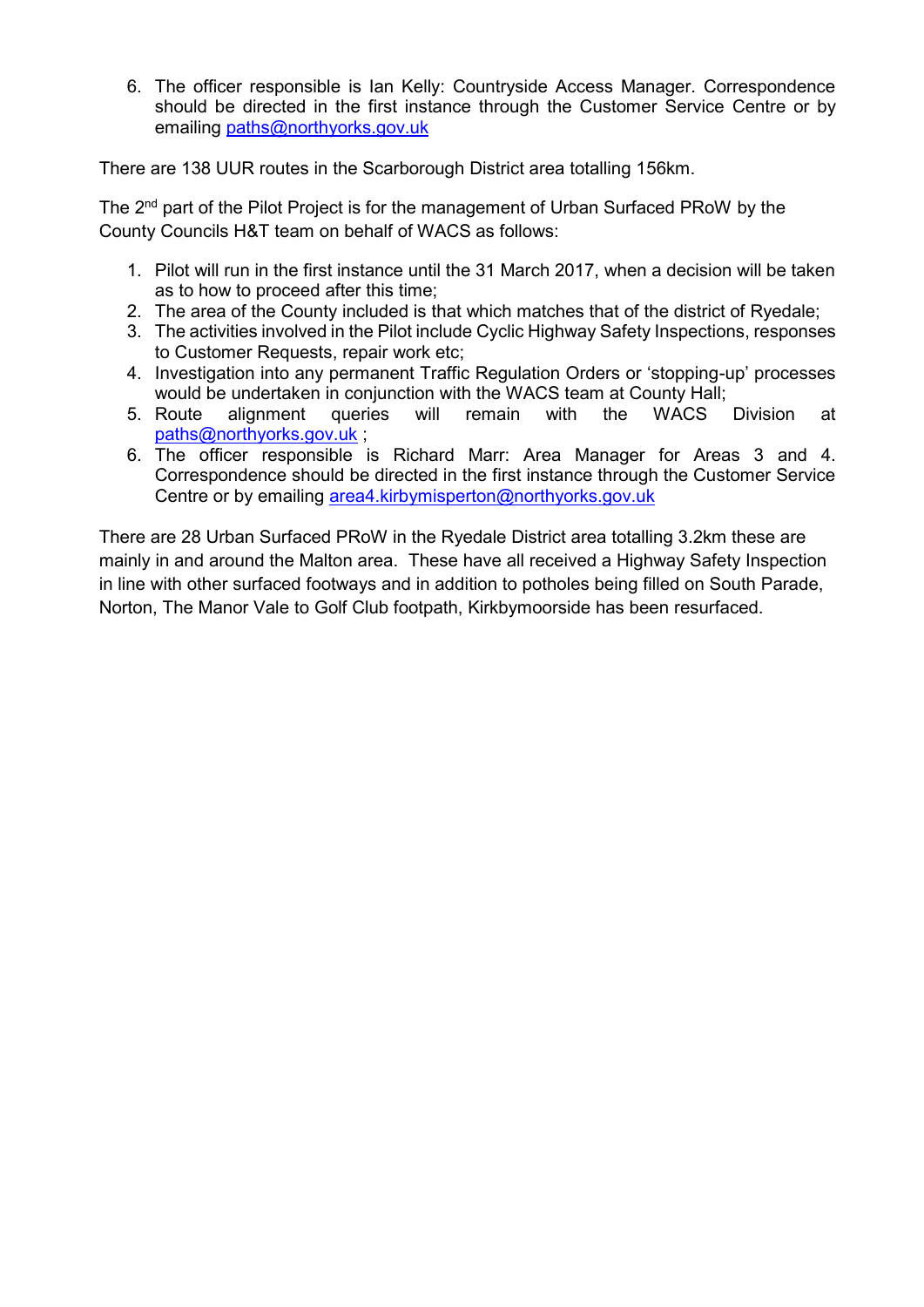6. The officer responsible is Ian Kelly: Countryside Access Manager. Correspondence should be directed in the first instance through the Customer Service Centre or by emailing paths@northyorks.gov.uk

There are 138 UUR routes in the Scarborough District area totalling 156km.

The 2nd part of the Pilot Project is for the management of Urban Surfaced PRoW by the County Councils H&T team on behalf of WACS as follows:

1. Pilot will run in the first instance until the 31 March 2017, when a decision will be taken as to how to proceed after this time;
2. The area of the County included is that which matches that of the district of Ryedale;
3. The activities involved in the Pilot include Cyclic Highway Safety Inspections, responses to Customer Requests, repair work etc;
4. Investigation into any permanent Traffic Regulation Orders or 'stopping-up' processes would be undertaken in conjunction with the WACS team at County Hall;
5. Route alignment queries will remain with the WACS Division at paths@northyorks.gov.uk ;
6. The officer responsible is Richard Marr: Area Manager for Areas 3 and 4. Correspondence should be directed in the first instance through the Customer Service Centre or by emailing area4.kirbymisperton@northyorks.gov.uk

There are 28 Urban Surfaced PRoW in the Ryedale District area totalling 3.2km these are mainly in and around the Malton area. These have all received a Highway Safety Inspection in line with other surfaced footways and in addition to potholes being filled on South Parade, Norton, The Manor Vale to Golf Club footpath, Kirkbymoorside has been resurfaced.